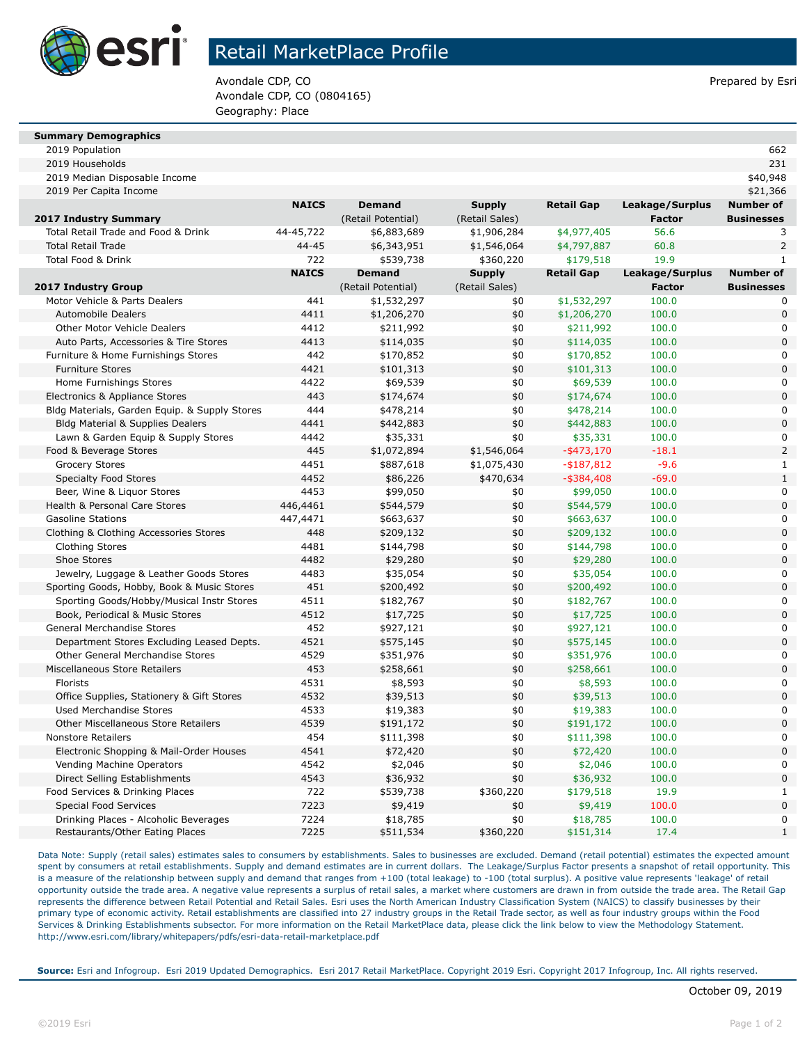# Retail MarketPlace Profile

Avondale CDP, CO
Avondale CDP, CO (0804165)
Geography: Place

Prepared by Esri

| Summary Demographics | |
|---|---|
| 2019 Population | 662 |
| 2019 Households | 231 |
| 2019 Median Disposable Income | $40,948 |
| 2019 Per Capita Income | $21,366 |

| 2017 Industry Summary | NAICS | Demand (Retail Potential) | Supply (Retail Sales) | Retail Gap | Leakage/Surplus Factor | Number of Businesses |
|---|---|---|---|---|---|---|
| Total Retail Trade and Food & Drink | 44-45,722 | $6,883,689 | $1,906,284 | $4,977,405 | 56.6 | 3 |
| Total Retail Trade | 44-45 | $6,343,951 | $1,546,064 | $4,797,887 | 60.8 | 2 |
| Total Food & Drink | 722 | $539,738 | $360,220 | $179,518 | 19.9 | 1 |

| 2017 Industry Group | NAICS | Demand (Retail Potential) | Supply (Retail Sales) | Retail Gap | Leakage/Surplus Factor | Number of Businesses |
|---|---|---|---|---|---|---|
| Motor Vehicle & Parts Dealers | 441 | $1,532,297 | $0 | $1,532,297 | 100.0 | 0 |
| Automobile Dealers | 4411 | $1,206,270 | $0 | $1,206,270 | 100.0 | 0 |
| Other Motor Vehicle Dealers | 4412 | $211,992 | $0 | $211,992 | 100.0 | 0 |
| Auto Parts, Accessories & Tire Stores | 4413 | $114,035 | $0 | $114,035 | 100.0 | 0 |
| Furniture & Home Furnishings Stores | 442 | $170,852 | $0 | $170,852 | 100.0 | 0 |
| Furniture Stores | 4421 | $101,313 | $0 | $101,313 | 100.0 | 0 |
| Home Furnishings Stores | 4422 | $69,539 | $0 | $69,539 | 100.0 | 0 |
| Electronics & Appliance Stores | 443 | $174,674 | $0 | $174,674 | 100.0 | 0 |
| Bldg Materials, Garden Equip. & Supply Stores | 444 | $478,214 | $0 | $478,214 | 100.0 | 0 |
| Bldg Material & Supplies Dealers | 4441 | $442,883 | $0 | $442,883 | 100.0 | 0 |
| Lawn & Garden Equip & Supply Stores | 4442 | $35,331 | $0 | $35,331 | 100.0 | 0 |
| Food & Beverage Stores | 445 | $1,072,894 | $1,546,064 | -$473,170 | -18.1 | 2 |
| Grocery Stores | 4451 | $887,618 | $1,075,430 | -$187,812 | -9.6 | 1 |
| Specialty Food Stores | 4452 | $86,226 | $470,634 | -$384,408 | -69.0 | 1 |
| Beer, Wine & Liquor Stores | 4453 | $99,050 | $0 | $99,050 | 100.0 | 0 |
| Health & Personal Care Stores | 446,4461 | $544,579 | $0 | $544,579 | 100.0 | 0 |
| Gasoline Stations | 447,4471 | $663,637 | $0 | $663,637 | 100.0 | 0 |
| Clothing & Clothing Accessories Stores | 448 | $209,132 | $0 | $209,132 | 100.0 | 0 |
| Clothing Stores | 4481 | $144,798 | $0 | $144,798 | 100.0 | 0 |
| Shoe Stores | 4482 | $29,280 | $0 | $29,280 | 100.0 | 0 |
| Jewelry, Luggage & Leather Goods Stores | 4483 | $35,054 | $0 | $35,054 | 100.0 | 0 |
| Sporting Goods, Hobby, Book & Music Stores | 451 | $200,492 | $0 | $200,492 | 100.0 | 0 |
| Sporting Goods/Hobby/Musical Instr Stores | 4511 | $182,767 | $0 | $182,767 | 100.0 | 0 |
| Book, Periodical & Music Stores | 4512 | $17,725 | $0 | $17,725 | 100.0 | 0 |
| General Merchandise Stores | 452 | $927,121 | $0 | $927,121 | 100.0 | 0 |
| Department Stores Excluding Leased Depts. | 4521 | $575,145 | $0 | $575,145 | 100.0 | 0 |
| Other General Merchandise Stores | 4529 | $351,976 | $0 | $351,976 | 100.0 | 0 |
| Miscellaneous Store Retailers | 453 | $258,661 | $0 | $258,661 | 100.0 | 0 |
| Florists | 4531 | $8,593 | $0 | $8,593 | 100.0 | 0 |
| Office Supplies, Stationery & Gift Stores | 4532 | $39,513 | $0 | $39,513 | 100.0 | 0 |
| Used Merchandise Stores | 4533 | $19,383 | $0 | $19,383 | 100.0 | 0 |
| Other Miscellaneous Store Retailers | 4539 | $191,172 | $0 | $191,172 | 100.0 | 0 |
| Nonstore Retailers | 454 | $111,398 | $0 | $111,398 | 100.0 | 0 |
| Electronic Shopping & Mail-Order Houses | 4541 | $72,420 | $0 | $72,420 | 100.0 | 0 |
| Vending Machine Operators | 4542 | $2,046 | $0 | $2,046 | 100.0 | 0 |
| Direct Selling Establishments | 4543 | $36,932 | $0 | $36,932 | 100.0 | 0 |
| Food Services & Drinking Places | 722 | $539,738 | $360,220 | $179,518 | 19.9 | 1 |
| Special Food Services | 7223 | $9,419 | $0 | $9,419 | 100.0 | 0 |
| Drinking Places - Alcoholic Beverages | 7224 | $18,785 | $0 | $18,785 | 100.0 | 0 |
| Restaurants/Other Eating Places | 7225 | $511,534 | $360,220 | $151,314 | 17.4 | 1 |

Data Note: Supply (retail sales) estimates sales to consumers by establishments. Sales to businesses are excluded. Demand (retail potential) estimates the expected amount spent by consumers at retail establishments. Supply and demand estimates are in current dollars. The Leakage/Surplus Factor presents a snapshot of retail opportunity. This is a measure of the relationship between supply and demand that ranges from +100 (total leakage) to -100 (total surplus). A positive value represents 'leakage' of retail opportunity outside the trade area. A negative value represents a surplus of retail sales, a market where customers are drawn in from outside the trade area. The Retail Gap represents the difference between Retail Potential and Retail Sales. Esri uses the North American Industry Classification System (NAICS) to classify businesses by their primary type of economic activity. Retail establishments are classified into 27 industry groups in the Retail Trade sector, as well as four industry groups within the Food Services & Drinking Establishments subsector. For more information on the Retail MarketPlace data, please click the link below to view the Methodology Statement.
http://www.esri.com/library/whitepapers/pdfs/esri-data-retail-marketplace.pdf

**Source:** Esri and Infogroup. Esri 2019 Updated Demographics. Esri 2017 Retail MarketPlace. Copyright 2019 Esri. Copyright 2017 Infogroup, Inc. All rights reserved.

October 09, 2019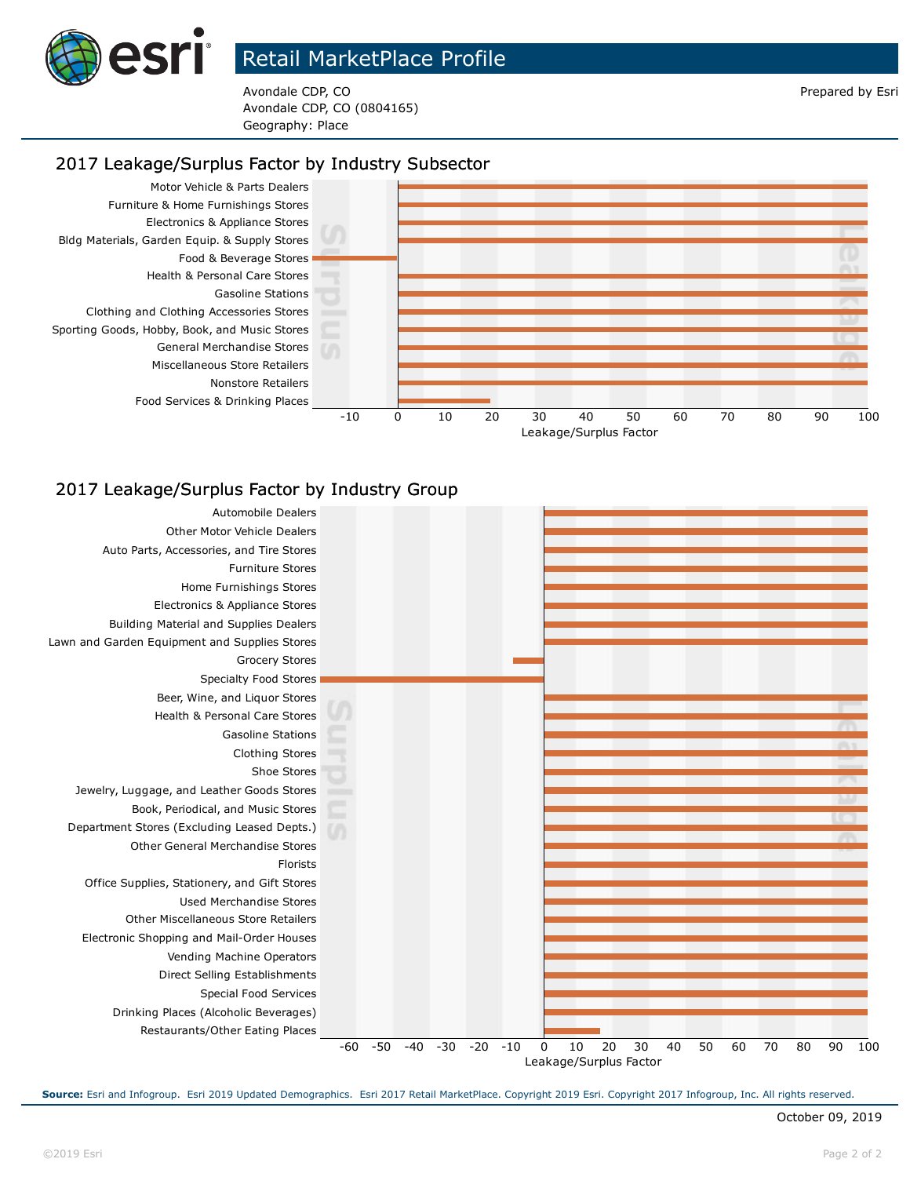# Retail MarketPlace Profile

Avondale CDP, CO
Avondale CDP, CO (0804165)
Geography: Place

Prepared by Esri

## 2017 Leakage/Surplus Factor by Industry Subsector

Motor Vehicle & Parts Dealers
Furniture & Home Furnishings Stores
Electronics & Appliance Stores
Bldg Materials, Garden Equip. & Supply Stores
Food & Beverage Stores
Health & Personal Care Stores
Gasoline Stations
Clothing and Clothing Accessories Stores
Sporting Goods, Hobby, Book, and Music Stores
General Merchandise Stores
Miscellaneous Store Retailers
Nonstore Retailers
Food Services & Drinking Places

Surplus
Leakage

-10 0 10 20 30 40 50 60 70 80 90 100
Leakage/Surplus Factor

## 2017 Leakage/Surplus Factor by Industry Group

Automobile Dealers
Other Motor Vehicle Dealers
Auto Parts, Accessories, and Tire Stores
Furniture Stores
Home Furnishings Stores
Electronics & Appliance Stores
Building Material and Supplies Dealers
Lawn and Garden Equipment and Supplies Stores
Grocery Stores
Specialty Food Stores
Beer, Wine, and Liquor Stores
Health & Personal Care Stores
Gasoline Stations
Clothing Stores
Shoe Stores
Jewelry, Luggage, and Leather Goods Stores
Book, Periodical, and Music Stores
Department Stores (Excluding Leased Depts.)
Other General Merchandise Stores
Florists
Office Supplies, Stationery, and Gift Stores
Used Merchandise Stores
Other Miscellaneous Store Retailers
Electronic Shopping and Mail-Order Houses
Vending Machine Operators
Direct Selling Establishments
Special Food Services
Drinking Places (Alcoholic Beverages)
Restaurants/Other Eating Places

Surplus
Leakage

-60 -50 -40 -30 -20 -10 0 10 20 30 40 50 60 70 80 90 100
Leakage/Surplus Factor

**Source:** Esri and Infogroup. Esri 2019 Updated Demographics. Esri 2017 Retail MarketPlace. Copyright 2019 Esri. Copyright 2017 Infogroup, Inc. All rights reserved.

October 09, 2019

©2019 Esri